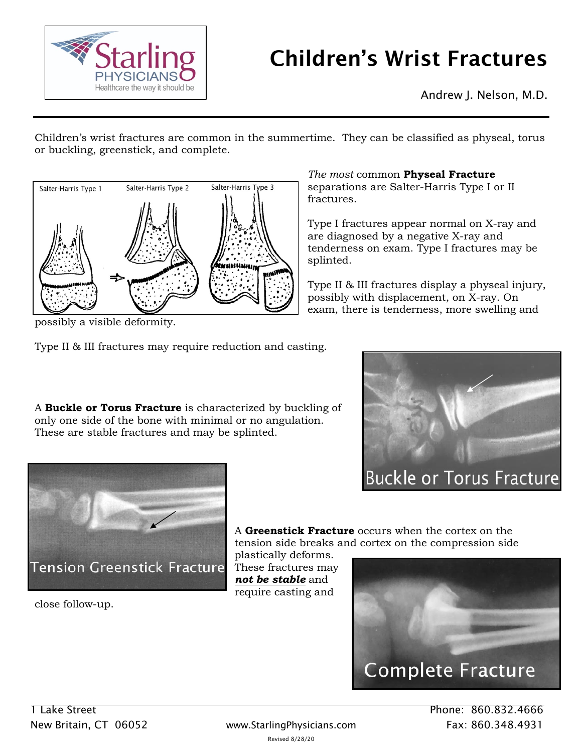# Children's Wrist Fractures

Andrew J. Nelson, M.D.

Children's wrist fractures are common in the summertime. They can be classified as physeal, torus or buckling, greenstick, and complete.

*The most* common **Physeal Fracture** separations are Salter-Harris Type I or II fractures.

Type I fractures appear normal on X-ray and are diagnosed by a negative X-ray and tenderness on exam. Type I fractures may be splinted.

Type II & III fractures display a physeal injury, possibly with displacement, on X-ray. On exam, there is tenderness, more swelling and possibly a visible deformity.

Type II & III fractures may require reduction and casting.

A **Buckle or Torus Fracture** is characterized by buckling of only one side of the bone with minimal or no angulation. These are stable fractures and may be splinted.

A **Greenstick Fracture** occurs when the cortex on the tension side breaks and cortex on the compression side plastically deforms. These fractures may ***not be stable*** and require casting and close follow-up.

1 Lake Street
New Britain, CT 06052

www.StarlingPhysicians.com

Phone: 860.832.4666
Fax: 860.348.4931

Revised 8/28/20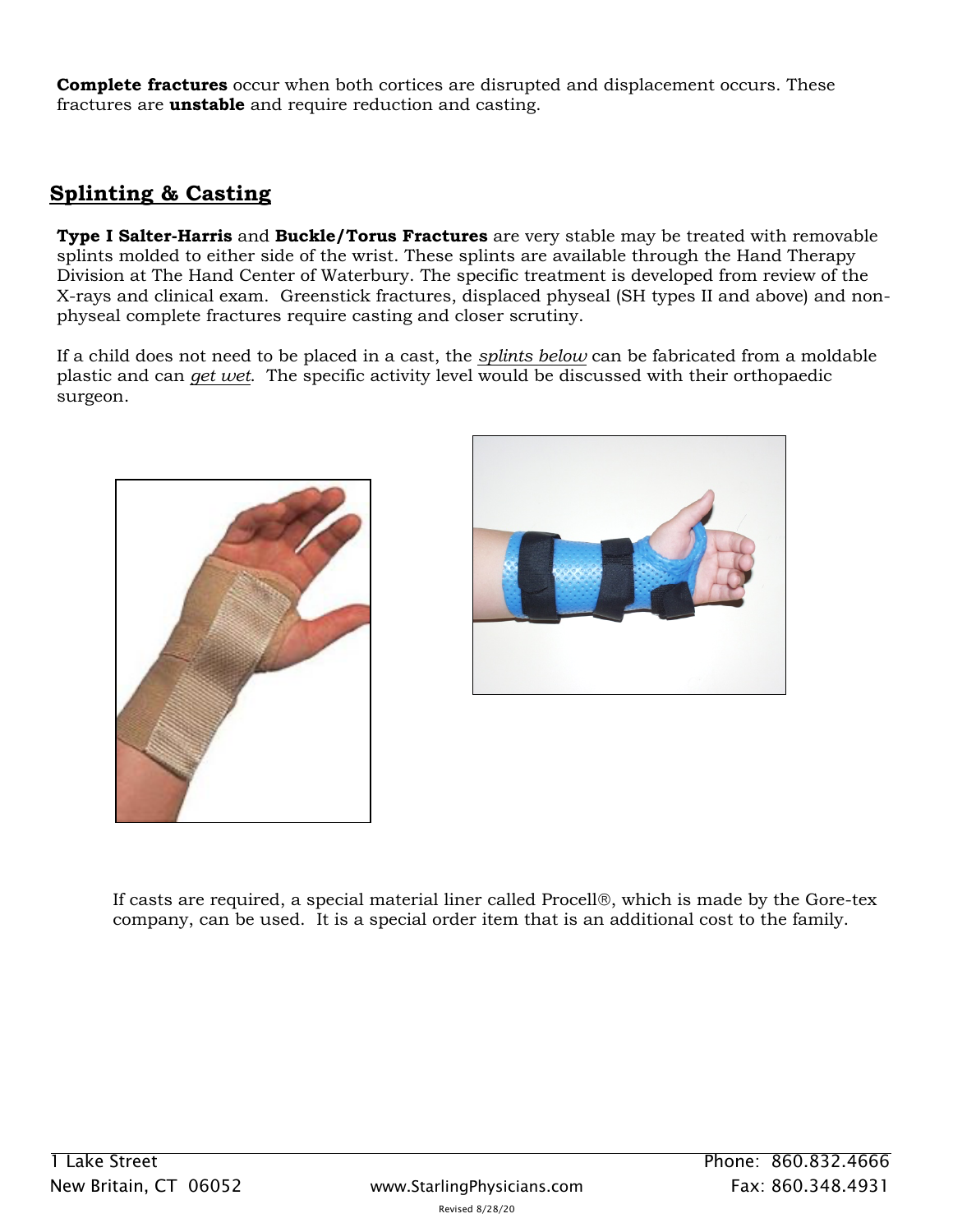**Complete fractures** occur when both cortices are disrupted and displacement occurs. These fractures are **unstable** and require reduction and casting.

## Splinting & Casting

**Type I Salter-Harris** and **Buckle/Torus Fractures** are very stable may be treated with removable splints molded to either side of the wrist. These splints are available through the Hand Therapy Division at The Hand Center of Waterbury. The specific treatment is developed from review of the X-rays and clinical exam. Greenstick fractures, displaced physeal (SH types II and above) and non-physeal complete fractures require casting and closer scrutiny.

If a child does not need to be placed in a cast, the *splints below* can be fabricated from a moldable plastic and can *get wet*. The specific activity level would be discussed with their orthopaedic surgeon.

If casts are required, a special material liner called Procell®, which is made by the Gore-tex company, can be used. It is a special order item that is an additional cost to the family.

1 Lake Street
New Britain, CT 06052

www.StarlingPhysicians.com

Phone: 860.832.4666
Fax: 860.348.4931

Revised 8/28/20